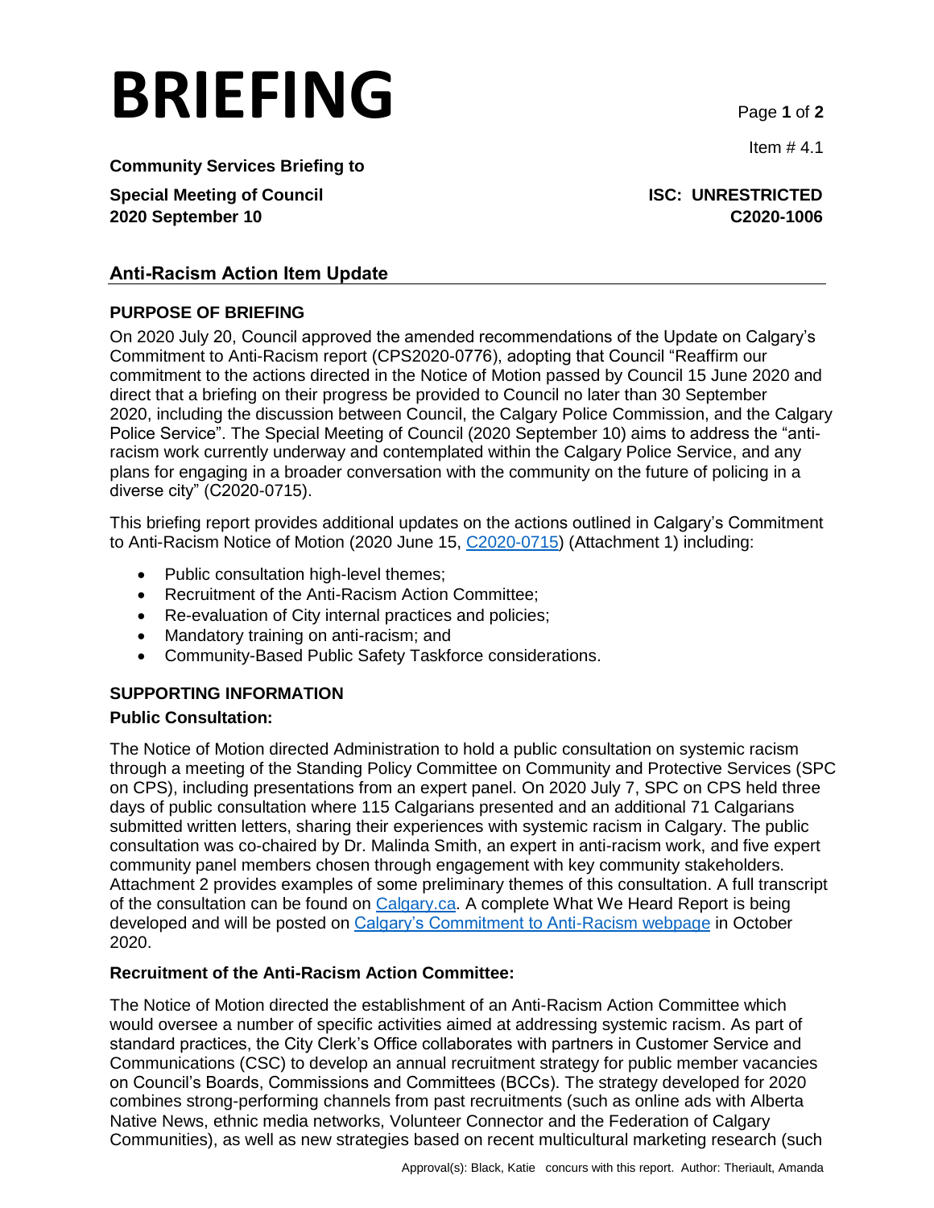# BRIEFING

Item # 4.1

**Community Services Briefing to**

**Special Meeting of Council** **ISC: UNRESTRICTED**
**2020 September 10** **C2020-1006**

## Anti-Racism Action Item Update

### PURPOSE OF BRIEFING

On 2020 July 20, Council approved the amended recommendations of the Update on Calgary's Commitment to Anti-Racism report (CPS2020-0776), adopting that Council "Reaffirm our commitment to the actions directed in the Notice of Motion passed by Council 15 June 2020 and direct that a briefing on their progress be provided to Council no later than 30 September 2020, including the discussion between Council, the Calgary Police Commission, and the Calgary Police Service". The Special Meeting of Council (2020 September 10) aims to address the "anti-racism work currently underway and contemplated within the Calgary Police Service, and any plans for engaging in a broader conversation with the community on the future of policing in a diverse city" (C2020-0715).

This briefing report provides additional updates on the actions outlined in Calgary's Commitment to Anti-Racism Notice of Motion (2020 June 15, C2020-0715) (Attachment 1) including:

- Public consultation high-level themes;
- Recruitment of the Anti-Racism Action Committee;
- Re-evaluation of City internal practices and policies;
- Mandatory training on anti-racism; and
- Community-Based Public Safety Taskforce considerations.

### SUPPORTING INFORMATION

**Public Consultation:**

The Notice of Motion directed Administration to hold a public consultation on systemic racism through a meeting of the Standing Policy Committee on Community and Protective Services (SPC on CPS), including presentations from an expert panel. On 2020 July 7, SPC on CPS held three days of public consultation where 115 Calgarians presented and an additional 71 Calgarians submitted written letters, sharing their experiences with systemic racism in Calgary. The public consultation was co-chaired by Dr. Malinda Smith, an expert in anti-racism work, and five expert community panel members chosen through engagement with key community stakeholders. Attachment 2 provides examples of some preliminary themes of this consultation. A full transcript of the consultation can be found on Calgary.ca. A complete What We Heard Report is being developed and will be posted on Calgary's Commitment to Anti-Racism webpage in October 2020.

**Recruitment of the Anti-Racism Action Committee:**

The Notice of Motion directed the establishment of an Anti-Racism Action Committee which would oversee a number of specific activities aimed at addressing systemic racism. As part of standard practices, the City Clerk's Office collaborates with partners in Customer Service and Communications (CSC) to develop an annual recruitment strategy for public member vacancies on Council's Boards, Commissions and Committees (BCCs). The strategy developed for 2020 combines strong-performing channels from past recruitments (such as online ads with Alberta Native News, ethnic media networks, Volunteer Connector and the Federation of Calgary Communities), as well as new strategies based on recent multicultural marketing research (such

Approval(s): Black, Katie concurs with this report. Author: Theriault, Amanda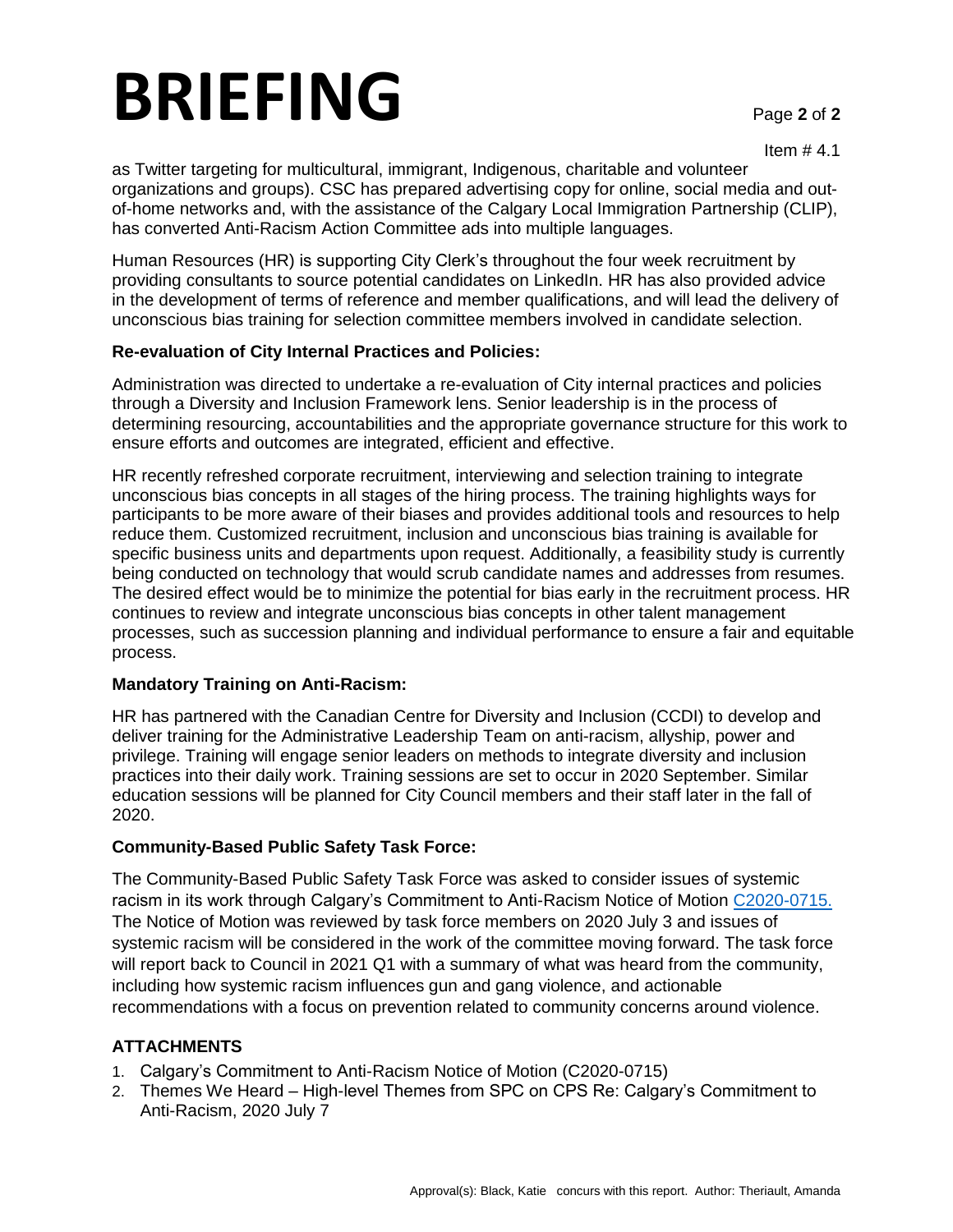as Twitter targeting for multicultural, immigrant, Indigenous, charitable and volunteer organizations and groups). CSC has prepared advertising copy for online, social media and out-of-home networks and, with the assistance of the Calgary Local Immigration Partnership (CLIP), has converted Anti-Racism Action Committee ads into multiple languages.

Human Resources (HR) is supporting City Clerk's throughout the four week recruitment by providing consultants to source potential candidates on LinkedIn. HR has also provided advice in the development of terms of reference and member qualifications, and will lead the delivery of unconscious bias training for selection committee members involved in candidate selection.

**Re-evaluation of City Internal Practices and Policies:**

Administration was directed to undertake a re-evaluation of City internal practices and policies through a Diversity and Inclusion Framework lens. Senior leadership is in the process of determining resourcing, accountabilities and the appropriate governance structure for this work to ensure efforts and outcomes are integrated, efficient and effective.

HR recently refreshed corporate recruitment, interviewing and selection training to integrate unconscious bias concepts in all stages of the hiring process. The training highlights ways for participants to be more aware of their biases and provides additional tools and resources to help reduce them. Customized recruitment, inclusion and unconscious bias training is available for specific business units and departments upon request. Additionally, a feasibility study is currently being conducted on technology that would scrub candidate names and addresses from resumes. The desired effect would be to minimize the potential for bias early in the recruitment process. HR continues to review and integrate unconscious bias concepts in other talent management processes, such as succession planning and individual performance to ensure a fair and equitable process.

**Mandatory Training on Anti-Racism:**

HR has partnered with the Canadian Centre for Diversity and Inclusion (CCDI) to develop and deliver training for the Administrative Leadership Team on anti-racism, allyship, power and privilege. Training will engage senior leaders on methods to integrate diversity and inclusion practices into their daily work. Training sessions are set to occur in 2020 September. Similar education sessions will be planned for City Council members and their staff later in the fall of 2020.

**Community-Based Public Safety Task Force:**

The Community-Based Public Safety Task Force was asked to consider issues of systemic racism in its work through Calgary's Commitment to Anti-Racism Notice of Motion C2020-0715. The Notice of Motion was reviewed by task force members on 2020 July 3 and issues of systemic racism will be considered in the work of the committee moving forward. The task force will report back to Council in 2021 Q1 with a summary of what was heard from the community, including how systemic racism influences gun and gang violence, and actionable recommendations with a focus on prevention related to community concerns around violence.

## ATTACHMENTS

1. Calgary's Commitment to Anti-Racism Notice of Motion (C2020-0715)
2. Themes We Heard – High-level Themes from SPC on CPS Re: Calgary's Commitment to Anti-Racism, 2020 July 7

Approval(s): Black, Katie concurs with this report. Author: Theriault, Amanda